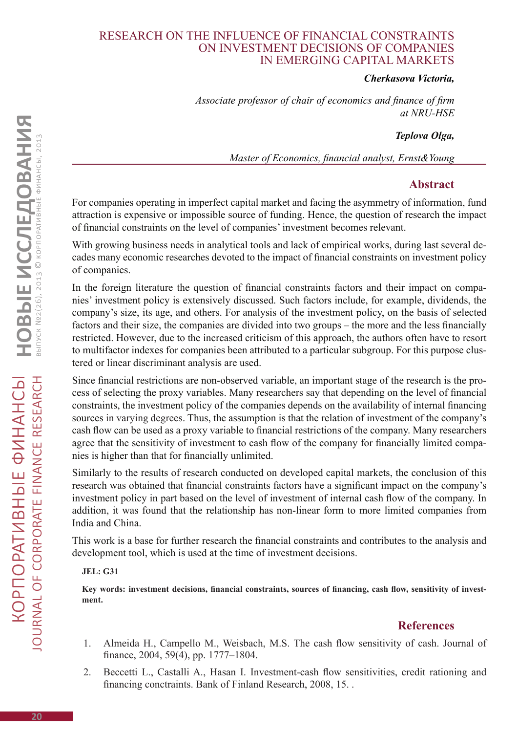# RESEARCH ON THE INFLUENCE OF FINANCIAL CONSTRAINTS ON INVESTMENT DECISIONS OF COMPANIES IN EMERGING CAPITAL MARKETS

***Cherkasova Victoria,***

*Associate professor of chair of economics and finance of firm at NRU-HSE*

***Teplova Olga,***

*Master of Economics, financial analyst, Ernst&Young*

## Abstract

For companies operating in imperfect capital market and facing the asymmetry of information, fund attraction is expensive or impossible source of funding. Hence, the question of research the impact of financial constraints on the level of companies' investment becomes relevant.

With growing business needs in analytical tools and lack of empirical works, during last several decades many economic researches devoted to the impact of financial constraints on investment policy of companies.

In the foreign literature the question of financial constraints factors and their impact on companies' investment policy is extensively discussed. Such factors include, for example, dividends, the company's size, its age, and others. For analysis of the investment policy, on the basis of selected factors and their size, the companies are divided into two groups – the more and the less financially restricted. However, due to the increased criticism of this approach, the authors often have to resort to multifactor indexes for companies been attributed to a particular subgroup. For this purpose clustered or linear discriminant analysis are used.

Since financial restrictions are non-observed variable, an important stage of the research is the process of selecting the proxy variables. Many researchers say that depending on the level of financial constraints, the investment policy of the companies depends on the availability of internal financing sources in varying degrees. Thus, the assumption is that the relation of investment of the company's cash flow can be used as a proxy variable to financial restrictions of the company. Many researchers agree that the sensitivity of investment to cash flow of the company for financially limited companies is higher than that for financially unlimited.

Similarly to the results of research conducted on developed capital markets, the conclusion of this research was obtained that financial constraints factors have a significant impact on the company's investment policy in part based on the level of investment of internal cash flow of the company. In addition, it was found that the relationship has non-linear form to more limited companies from India and China.

This work is a base for further research the financial constraints and contributes to the analysis and development tool, which is used at the time of investment decisions.

**JEL: G31**

**Key words: investment decisions, financial constraints, sources of financing, cash flow, sensitivity of investment.**

## References

1. Almeida H., Campello M., Weisbach, M.S. The cash flow sensitivity of cash. Journal of finance, 2004, 59(4), pp. 1777–1804.
2. Beccetti L., Castalli A., Hasan I. Investment-cash flow sensitivities, credit rationing and financing conctraints. Bank of Finland Research, 2008, 15. .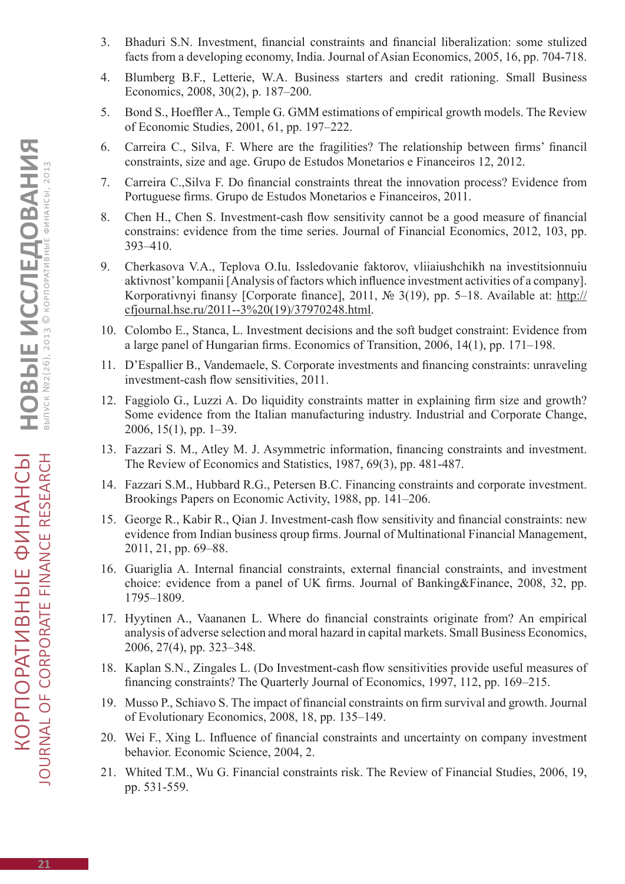3. Bhaduri S.N. Investment, financial constraints and financial liberalization: some stulized facts from a developing economy, India. Journal of Asian Economics, 2005, 16, pp. 704-718.
4. Blumberg B.F., Letterie, W.A. Business starters and credit rationing. Small Business Economics, 2008, 30(2), p. 187–200.
5. Bond S., Hoeffler A., Temple G. GMM estimations of empirical growth models. The Review of Economic Studies, 2001, 61, pp. 197–222.
6. Carreira C., Silva, F. Where are the fragilities? The relationship between firms' financil constraints, size and age. Grupo de Estudos Monetarios e Financeiros 12, 2012.
7. Carreira C.,Silva F. Do financial constraints threat the innovation process? Evidence from Portuguese firms. Grupo de Estudos Monetarios e Financeiros, 2011.
8. Chen H., Chen S. Investment-cash flow sensitivity cannot be a good measure of financial constrains: evidence from the time series. Journal of Financial Economics, 2012, 103, pp. 393–410.
9. Cherkasova V.A., Teplova O.Iu. Issledovanie faktorov, vliiaiushchikh na investitsionnuiu aktivnost' kompanii [Analysis of factors which influence investment activities of a company]. Korporativnyi finansy [Corporate finance], 2011, № 3(19), pp. 5–18. Available at: http://cfjournal.hse.ru/2011--3%20(19)/37970248.html.
10. Colombo E., Stanca, L. Investment decisions and the soft budget constraint: Evidence from a large panel of Hungarian firms. Economics of Transition, 2006, 14(1), pp. 171–198.
11. D'Espallier B., Vandemaele, S. Corporate investments and financing constraints: unraveling investment-cash flow sensitivities, 2011.
12. Faggiolo G., Luzzi A. Do liquidity constraints matter in explaining firm size and growth? Some evidence from the Italian manufacturing industry. Industrial and Corporate Change, 2006, 15(1), pp. 1–39.
13. Fazzari S. M., Atley M. J. Asymmetric information, financing constraints and investment. The Review of Economics and Statistics, 1987, 69(3), pp. 481-487.
14. Fazzari S.M., Hubbard R.G., Petersen B.C. Financing constraints and corporate investment. Brookings Papers on Economic Activity, 1988, pp. 141–206.
15. George R., Kabir R., Qian J. Investment-cash flow sensitivity and financial constraints: new evidence from Indian business qroup firms. Journal of Multinational Financial Management, 2011, 21, pp. 69–88.
16. Guariglia A. Internal financial constraints, external financial constraints, and investment choice: evidence from a panel of UK firms. Journal of Banking&Finance, 2008, 32, pp. 1795–1809.
17. Hyytinen A., Vaananen L. Where do financial constraints originate from? An empirical analysis of adverse selection and moral hazard in capital markets. Small Business Economics, 2006, 27(4), pp. 323–348.
18. Kaplan S.N., Zingales L. (Do Investment-cash flow sensitivities provide useful measures of financing constraints? The Quarterly Journal of Economics, 1997, 112, pp. 169–215.
19. Musso P., Schiavo S. The impact of financial constraints on firm survival and growth. Journal of Evolutionary Economics, 2008, 18, pp. 135–149.
20. Wei F., Xing L. Influence of financial constraints and uncertainty on company investment behavior. Economic Science, 2004, 2.
21. Whited T.M., Wu G. Financial constraints risk. The Review of Financial Studies, 2006, 19, pp. 531-559.